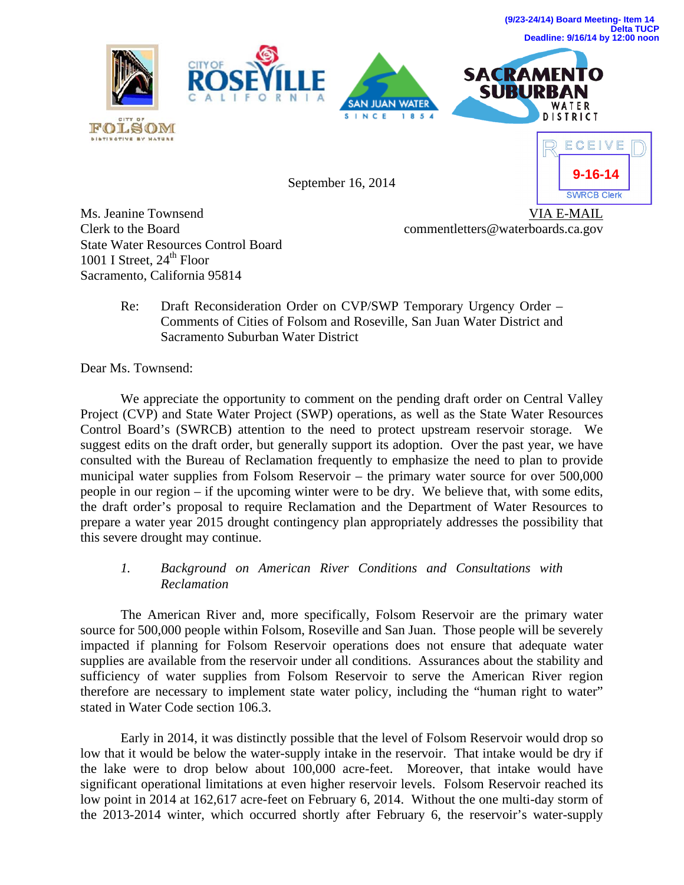(9/23-24/14) Board Meeting- Item 14
Delta TUCP
Deadline: 9/16/14 by 12:00 noon

CITY OF FOLSOM — DISTINCTIVE BY NATURE | CITY OF ROSEVILLE CALIFORNIA | SAN JUAN WATER SINCE 1854 | SACRAMENTO SUBURBAN WATER DISTRICT

RECEIVED
9-16-14
SWRCB Clerk

September 16, 2014

Ms. Jeanine Townsend
Clerk to the Board
State Water Resources Control Board
1001 I Street, 24th Floor
Sacramento, California 95814

VIA E-MAIL
commentletters@waterboards.ca.gov

Re: Draft Reconsideration Order on CVP/SWP Temporary Urgency Order – Comments of Cities of Folsom and Roseville, San Juan Water District and Sacramento Suburban Water District

Dear Ms. Townsend:

We appreciate the opportunity to comment on the pending draft order on Central Valley Project (CVP) and State Water Project (SWP) operations, as well as the State Water Resources Control Board's (SWRCB) attention to the need to protect upstream reservoir storage. We suggest edits on the draft order, but generally support its adoption. Over the past year, we have consulted with the Bureau of Reclamation frequently to emphasize the need to plan to provide municipal water supplies from Folsom Reservoir – the primary water source for over 500,000 people in our region – if the upcoming winter were to be dry. We believe that, with some edits, the draft order's proposal to require Reclamation and the Department of Water Resources to prepare a water year 2015 drought contingency plan appropriately addresses the possibility that this severe drought may continue.

1. *Background on American River Conditions and Consultations with Reclamation*

The American River and, more specifically, Folsom Reservoir are the primary water source for 500,000 people within Folsom, Roseville and San Juan. Those people will be severely impacted if planning for Folsom Reservoir operations does not ensure that adequate water supplies are available from the reservoir under all conditions. Assurances about the stability and sufficiency of water supplies from Folsom Reservoir to serve the American River region therefore are necessary to implement state water policy, including the "human right to water" stated in Water Code section 106.3.

Early in 2014, it was distinctly possible that the level of Folsom Reservoir would drop so low that it would be below the water-supply intake in the reservoir. That intake would be dry if the lake were to drop below about 100,000 acre-feet. Moreover, that intake would have significant operational limitations at even higher reservoir levels. Folsom Reservoir reached its low point in 2014 at 162,617 acre-feet on February 6, 2014. Without the one multi-day storm of the 2013-2014 winter, which occurred shortly after February 6, the reservoir's water-supply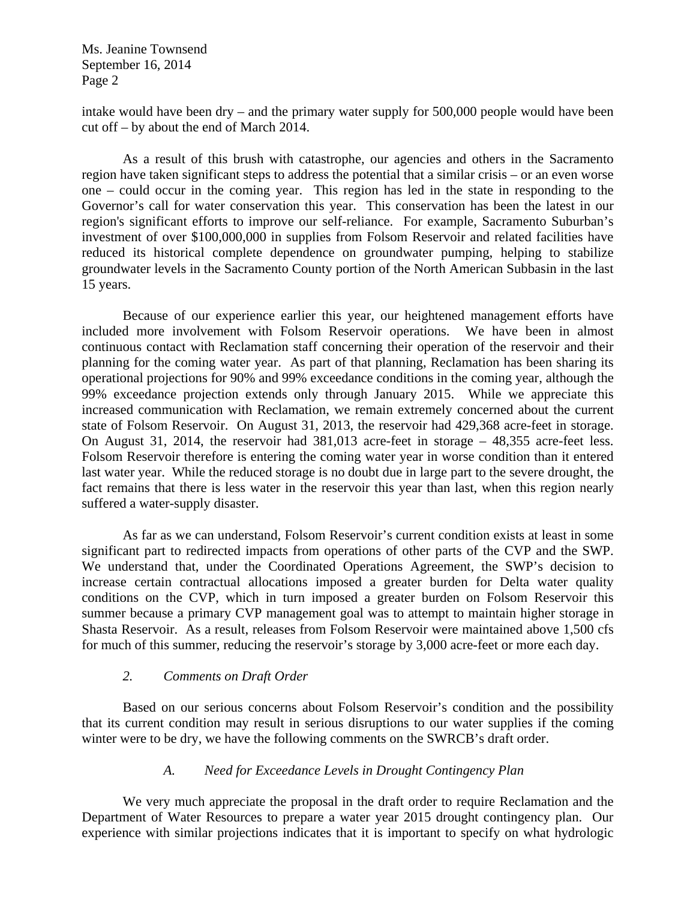intake would have been dry – and the primary water supply for 500,000 people would have been cut off – by about the end of March 2014.

As a result of this brush with catastrophe, our agencies and others in the Sacramento region have taken significant steps to address the potential that a similar crisis – or an even worse one – could occur in the coming year. This region has led in the state in responding to the Governor's call for water conservation this year. This conservation has been the latest in our region's significant efforts to improve our self-reliance. For example, Sacramento Suburban's investment of over $100,000,000 in supplies from Folsom Reservoir and related facilities have reduced its historical complete dependence on groundwater pumping, helping to stabilize groundwater levels in the Sacramento County portion of the North American Subbasin in the last 15 years.

Because of our experience earlier this year, our heightened management efforts have included more involvement with Folsom Reservoir operations. We have been in almost continuous contact with Reclamation staff concerning their operation of the reservoir and their planning for the coming water year. As part of that planning, Reclamation has been sharing its operational projections for 90% and 99% exceedance conditions in the coming year, although the 99% exceedance projection extends only through January 2015. While we appreciate this increased communication with Reclamation, we remain extremely concerned about the current state of Folsom Reservoir. On August 31, 2013, the reservoir had 429,368 acre-feet in storage. On August 31, 2014, the reservoir had 381,013 acre-feet in storage – 48,355 acre-feet less. Folsom Reservoir therefore is entering the coming water year in worse condition than it entered last water year. While the reduced storage is no doubt due in large part to the severe drought, the fact remains that there is less water in the reservoir this year than last, when this region nearly suffered a water-supply disaster.

As far as we can understand, Folsom Reservoir's current condition exists at least in some significant part to redirected impacts from operations of other parts of the CVP and the SWP. We understand that, under the Coordinated Operations Agreement, the SWP's decision to increase certain contractual allocations imposed a greater burden for Delta water quality conditions on the CVP, which in turn imposed a greater burden on Folsom Reservoir this summer because a primary CVP management goal was to attempt to maintain higher storage in Shasta Reservoir. As a result, releases from Folsom Reservoir were maintained above 1,500 cfs for much of this summer, reducing the reservoir's storage by 3,000 acre-feet or more each day.

## *2. Comments on Draft Order*

Based on our serious concerns about Folsom Reservoir's condition and the possibility that its current condition may result in serious disruptions to our water supplies if the coming winter were to be dry, we have the following comments on the SWRCB's draft order.

### *A. Need for Exceedance Levels in Drought Contingency Plan*

We very much appreciate the proposal in the draft order to require Reclamation and the Department of Water Resources to prepare a water year 2015 drought contingency plan. Our experience with similar projections indicates that it is important to specify on what hydrologic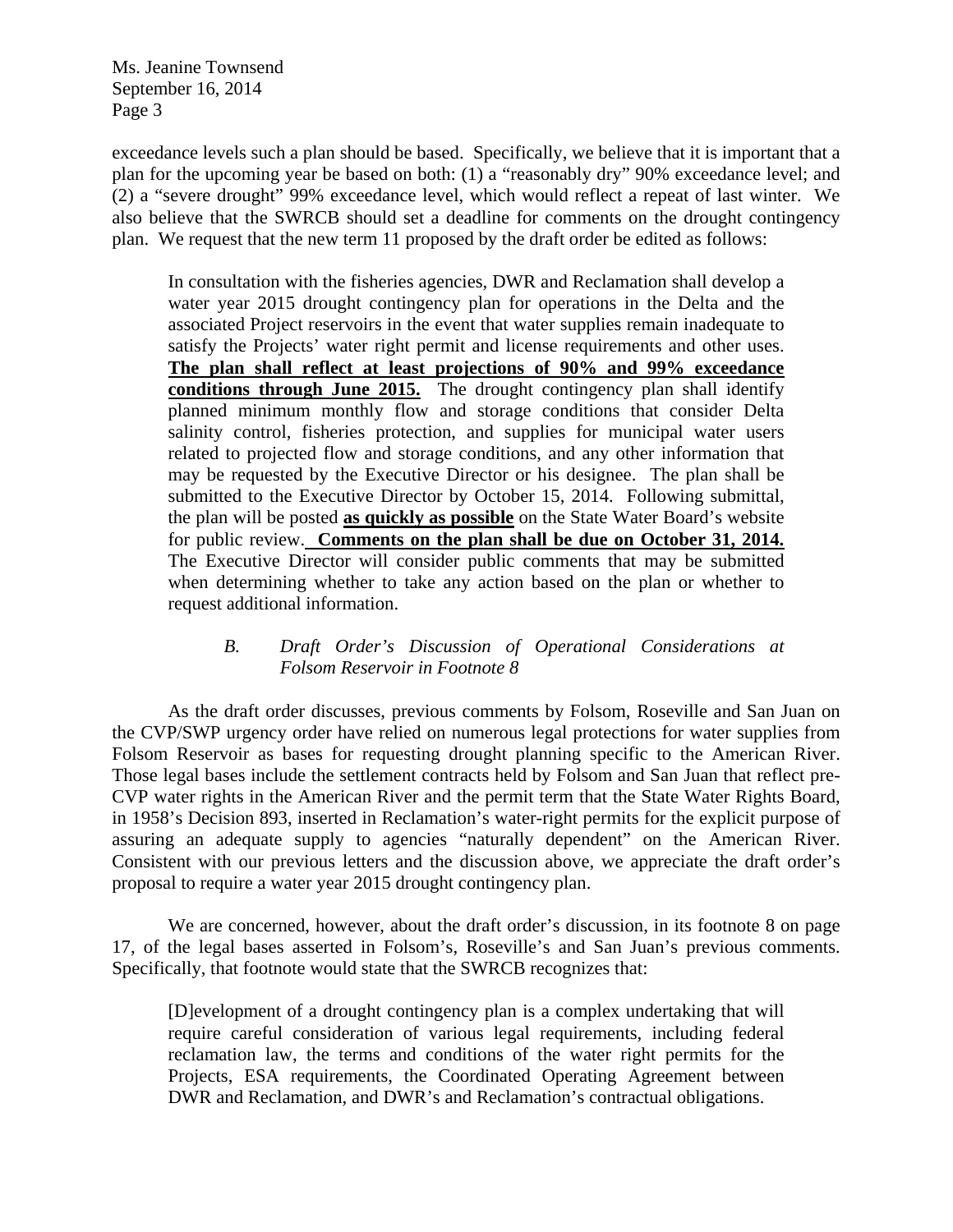exceedance levels such a plan should be based. Specifically, we believe that it is important that a plan for the upcoming year be based on both: (1) a "reasonably dry" 90% exceedance level; and (2) a "severe drought" 99% exceedance level, which would reflect a repeat of last winter. We also believe that the SWRCB should set a deadline for comments on the drought contingency plan. We request that the new term 11 proposed by the draft order be edited as follows:

> In consultation with the fisheries agencies, DWR and Reclamation shall develop a water year 2015 drought contingency plan for operations in the Delta and the associated Project reservoirs in the event that water supplies remain inadequate to satisfy the Projects' water right permit and license requirements and other uses. **<u>The plan shall reflect at least projections of 90% and 99% exceedance conditions through June 2015.</u>** The drought contingency plan shall identify planned minimum monthly flow and storage conditions that consider Delta salinity control, fisheries protection, and supplies for municipal water users related to projected flow and storage conditions, and any other information that may be requested by the Executive Director or his designee. The plan shall be submitted to the Executive Director by October 15, 2014. Following submittal, the plan will be posted **<u>as quickly as possible</u>** on the State Water Board's website for public review. **<u>Comments on the plan shall be due on October 31, 2014.</u>** The Executive Director will consider public comments that may be submitted when determining whether to take any action based on the plan or whether to request additional information.

### *B. Draft Order's Discussion of Operational Considerations at Folsom Reservoir in Footnote 8*

As the draft order discusses, previous comments by Folsom, Roseville and San Juan on the CVP/SWP urgency order have relied on numerous legal protections for water supplies from Folsom Reservoir as bases for requesting drought planning specific to the American River. Those legal bases include the settlement contracts held by Folsom and San Juan that reflect pre-CVP water rights in the American River and the permit term that the State Water Rights Board, in 1958's Decision 893, inserted in Reclamation's water-right permits for the explicit purpose of assuring an adequate supply to agencies "naturally dependent" on the American River. Consistent with our previous letters and the discussion above, we appreciate the draft order's proposal to require a water year 2015 drought contingency plan.

We are concerned, however, about the draft order's discussion, in its footnote 8 on page 17, of the legal bases asserted in Folsom's, Roseville's and San Juan's previous comments. Specifically, that footnote would state that the SWRCB recognizes that:

> [D]evelopment of a drought contingency plan is a complex undertaking that will require careful consideration of various legal requirements, including federal reclamation law, the terms and conditions of the water right permits for the Projects, ESA requirements, the Coordinated Operating Agreement between DWR and Reclamation, and DWR's and Reclamation's contractual obligations.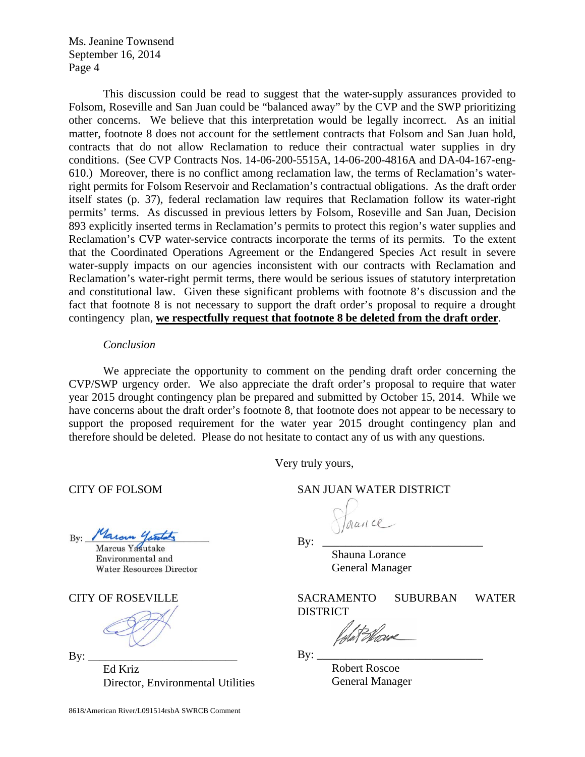This discussion could be read to suggest that the water-supply assurances provided to Folsom, Roseville and San Juan could be "balanced away" by the CVP and the SWP prioritizing other concerns. We believe that this interpretation would be legally incorrect. As an initial matter, footnote 8 does not account for the settlement contracts that Folsom and San Juan hold, contracts that do not allow Reclamation to reduce their contractual water supplies in dry conditions. (See CVP Contracts Nos. 14-06-200-5515A, 14-06-200-4816A and DA-04-167-eng-610.) Moreover, there is no conflict among reclamation law, the terms of Reclamation's water-right permits for Folsom Reservoir and Reclamation's contractual obligations. As the draft order itself states (p. 37), federal reclamation law requires that Reclamation follow its water-right permits' terms. As discussed in previous letters by Folsom, Roseville and San Juan, Decision 893 explicitly inserted terms in Reclamation's permits to protect this region's water supplies and Reclamation's CVP water-service contracts incorporate the terms of its permits. To the extent that the Coordinated Operations Agreement or the Endangered Species Act result in severe water-supply impacts on our agencies inconsistent with our contracts with Reclamation and Reclamation's water-right permit terms, there would be serious issues of statutory interpretation and constitutional law. Given these significant problems with footnote 8's discussion and the fact that footnote 8 is not necessary to support the draft order's proposal to require a drought contingency plan, **we respectfully request that footnote 8 be deleted from the draft order**.

*Conclusion*

We appreciate the opportunity to comment on the pending draft order concerning the CVP/SWP urgency order. We also appreciate the draft order's proposal to require that water year 2015 drought contingency plan be prepared and submitted by October 15, 2014. While we have concerns about the draft order's footnote 8, that footnote does not appear to be necessary to support the proposed requirement for the water year 2015 drought contingency plan and therefore should be deleted. Please do not hesitate to contact any of us with any questions.

Very truly yours,

CITY OF FOLSOM

By: Marcus Yasutake
Marcus Yasutake
Environmental and Water Resources Director

SAN JUAN WATER DISTRICT

By: Shauna Lorance
Shauna Lorance
General Manager

CITY OF ROSEVILLE

By: ___________________________
Ed Kriz
Director, Environmental Utilities

SACRAMENTO SUBURBAN WATER DISTRICT

By: Robert Roscoe
Robert Roscoe
General Manager

8618/American River/L091514rsbA SWRCB Comment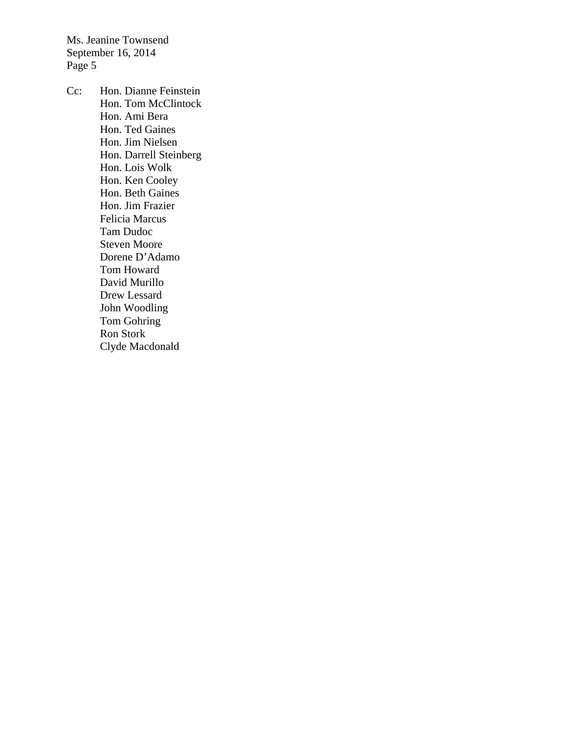Cc: Hon. Dianne Feinstein
Hon. Tom McClintock
Hon. Ami Bera
Hon. Ted Gaines
Hon. Jim Nielsen
Hon. Darrell Steinberg
Hon. Lois Wolk
Hon. Ken Cooley
Hon. Beth Gaines
Hon. Jim Frazier
Felicia Marcus
Tam Dudoc
Steven Moore
Dorene D'Adamo
Tom Howard
David Murillo
Drew Lessard
John Woodling
Tom Gohring
Ron Stork
Clyde Macdonald